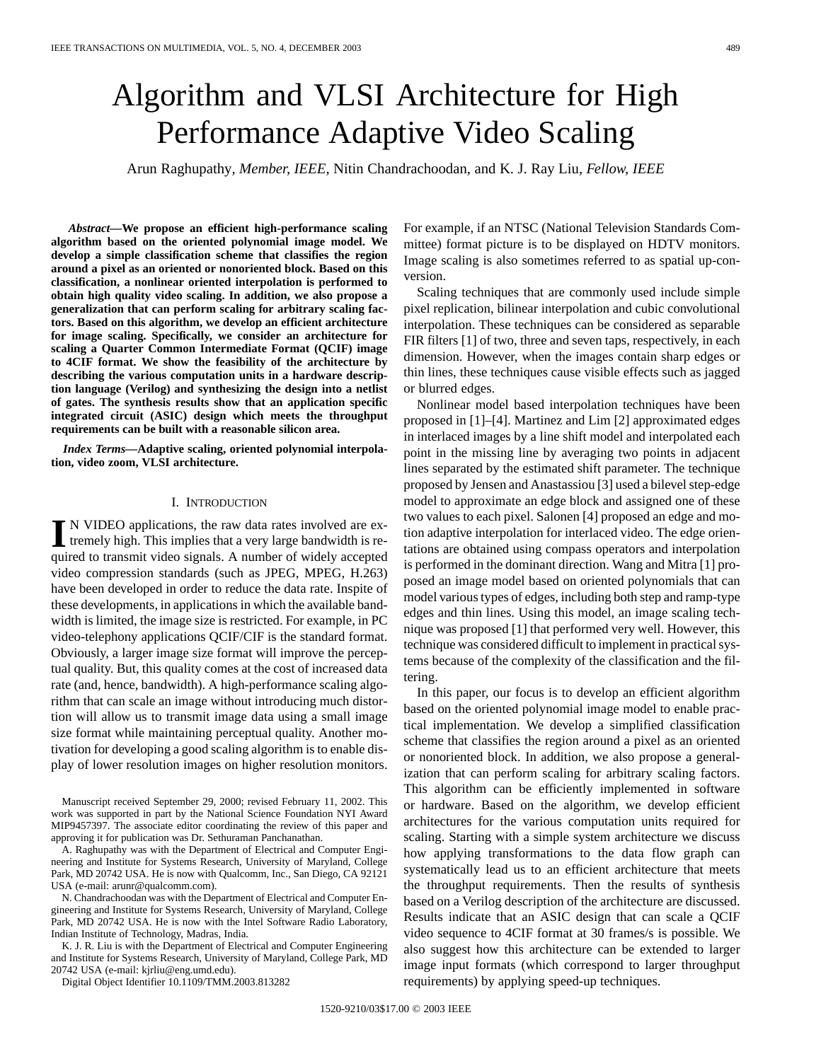# Algorithm and VLSI Architecture for High Performance Adaptive Video Scaling

Arun Raghupathy, *Member, IEEE*, Nitin Chandrachoodan, and K. J. Ray Liu, *Fellow, IEEE*

***Abstract*—We propose an efficient high-performance scaling algorithm based on the oriented polynomial image model. We develop a simple classification scheme that classifies the region around a pixel as an oriented or nonoriented block. Based on this classification, a nonlinear oriented interpolation is performed to obtain high quality video scaling. In addition, we also propose a generalization that can perform scaling for arbitrary scaling factors. Based on this algorithm, we develop an efficient architecture for image scaling. Specifically, we consider an architecture for scaling a Quarter Common Intermediate Format (QCIF) image to 4CIF format. We show the feasibility of the architecture by describing the various computation units in a hardware description language (Verilog) and synthesizing the design into a netlist of gates. The synthesis results show that an application specific integrated circuit (ASIC) design which meets the throughput requirements can be built with a reasonable silicon area.**

***Index Terms*—Adaptive scaling, oriented polynomial interpolation, video zoom, VLSI architecture.**

## I. Introduction

In video applications, the raw data rates involved are extremely high. This implies that a very large bandwidth is required to transmit video signals. A number of widely accepted video compression standards (such as JPEG, MPEG, H.263) have been developed in order to reduce the data rate. Inspite of these developments, in applications in which the available bandwidth is limited, the image size is restricted. For example, in PC video-telephony applications QCIF/CIF is the standard format. Obviously, a larger image size format will improve the perceptual quality. But, this quality comes at the cost of increased data rate (and, hence, bandwidth). A high-performance scaling algorithm that can scale an image without introducing much distortion will allow us to transmit image data using a small image size format while maintaining perceptual quality. Another motivation for developing a good scaling algorithm is to enable display of lower resolution images on higher resolution monitors. For example, if an NTSC (National Television Standards Committee) format picture is to be displayed on HDTV monitors. Image scaling is also sometimes referred to as spatial up-conversion.

Scaling techniques that are commonly used include simple pixel replication, bilinear interpolation and cubic convolutional interpolation. These techniques can be considered as separable FIR filters [1] of two, three and seven taps, respectively, in each dimension. However, when the images contain sharp edges or thin lines, these techniques cause visible effects such as jagged or blurred edges.

Nonlinear model based interpolation techniques have been proposed in [1]–[4]. Martinez and Lim [2] approximated edges in interlaced images by a line shift model and interpolated each point in the missing line by averaging two points in adjacent lines separated by the estimated shift parameter. The technique proposed by Jensen and Anastassiou [3] used a bilevel step-edge model to approximate an edge block and assigned one of these two values to each pixel. Salonen [4] proposed an edge and motion adaptive interpolation for interlaced video. The edge orientations are obtained using compass operators and interpolation is performed in the dominant direction. Wang and Mitra [1] proposed an image model based on oriented polynomials that can model various types of edges, including both step and ramp-type edges and thin lines. Using this model, an image scaling technique was proposed [1] that performed very well. However, this technique was considered difficult to implement in practical systems because of the complexity of the classification and the filtering.

In this paper, our focus is to develop an efficient algorithm based on the oriented polynomial image model to enable practical implementation. We develop a simplified classification scheme that classifies the region around a pixel as an oriented or nonoriented block. In addition, we also propose a generalization that can perform scaling for arbitrary scaling factors. This algorithm can be efficiently implemented in software or hardware. Based on the algorithm, we develop efficient architectures for the various computation units required for scaling. Starting with a simple system architecture we discuss how applying transformations to the data flow graph can systematically lead us to an efficient architecture that meets the throughput requirements. Then the results of synthesis based on a Verilog description of the architecture are discussed. Results indicate that an ASIC design that can scale a QCIF video sequence to 4CIF format at 30 frames/s is possible. We also suggest how this architecture can be extended to larger image input formats (which correspond to larger throughput requirements) by applying speed-up techniques.

Manuscript received September 29, 2000; revised February 11, 2002. This work was supported in part by the National Science Foundation NYI Award MIP9457397. The associate editor coordinating the review of this paper and approving it for publication was Dr. Sethuraman Panchanathan.

A. Raghupathy was with the Department of Electrical and Computer Engineering and Institute for Systems Research, University of Maryland, College Park, MD 20742 USA. He is now with Qualcomm, Inc., San Diego, CA 92121 USA (e-mail: arunr@qualcomm.com).

N. Chandrachoodan was with the Department of Electrical and Computer Engineering and Institute for Systems Research, University of Maryland, College Park, MD 20742 USA. He is now with the Intel Software Radio Laboratory, Indian Institute of Technology, Madras, India.

K. J. R. Liu is with the Department of Electrical and Computer Engineering and Institute for Systems Research, University of Maryland, College Park, MD 20742 USA (e-mail: kjrliu@eng.umd.edu).

Digital Object Identifier 10.1109/TMM.2003.813282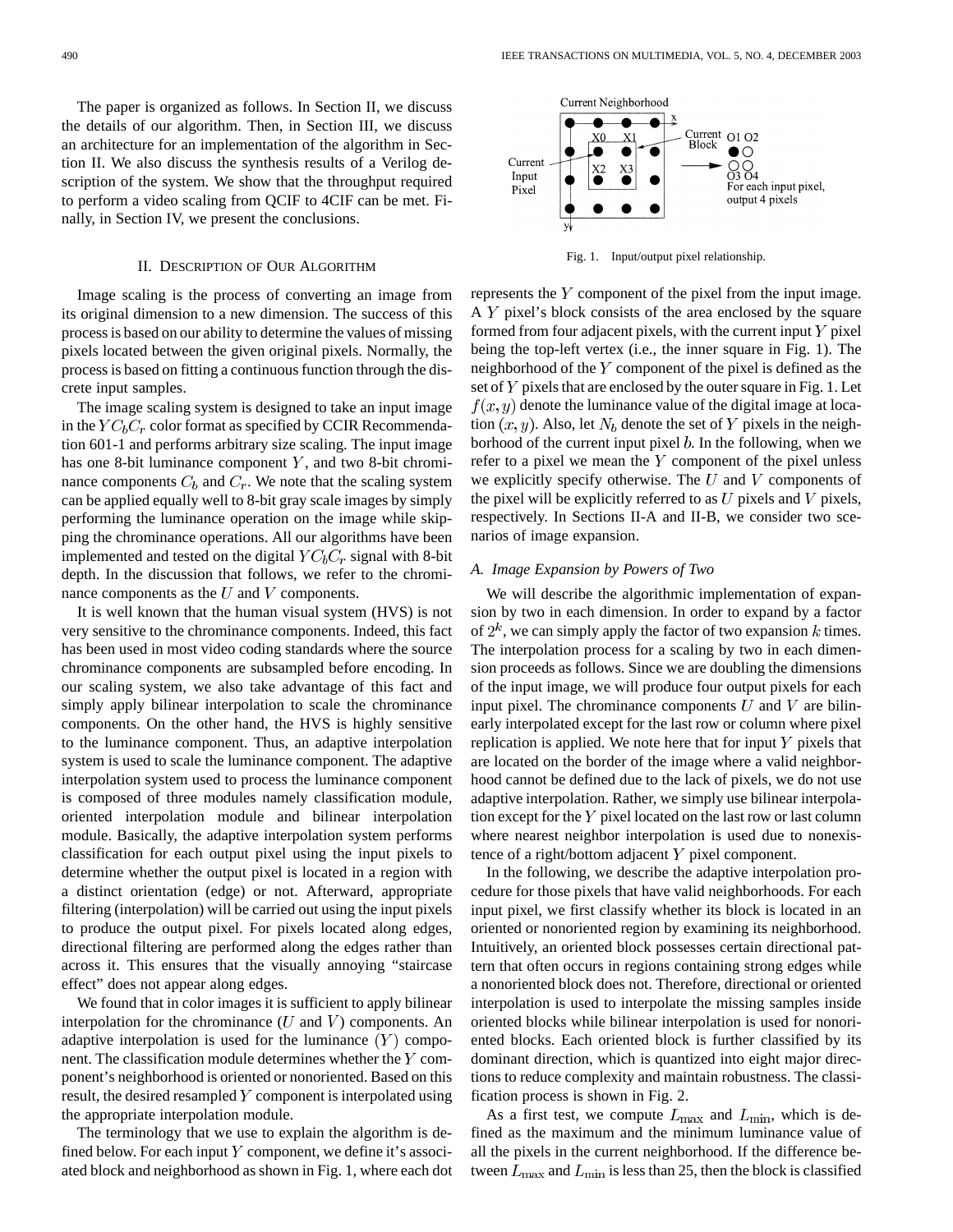The paper is organized as follows. In Section II, we discuss the details of our algorithm. Then, in Section III, we discuss an architecture for an implementation of the algorithm in Section II. We also discuss the synthesis results of a Verilog description of the system. We show that the throughput required to perform a video scaling from QCIF to 4CIF can be met. Finally, in Section IV, we present the conclusions.

## II. Description of Our Algorithm

Image scaling is the process of converting an image from its original dimension to a new dimension. The success of this process is based on our ability to determine the values of missing pixels located between the given original pixels. Normally, the process is based on fitting a continuous function through the discrete input samples.

The image scaling system is designed to take an input image in the $YC_bC_r$ color format as specified by CCIR Recommendation 601-1 and performs arbitrary size scaling. The input image has one 8-bit luminance component $Y$, and two 8-bit chrominance components $C_b$ and $C_r$. We note that the scaling system can be applied equally well to 8-bit gray scale images by simply performing the luminance operation on the image while skipping the chrominance operations. All our algorithms have been implemented and tested on the digital $YC_bC_r$ signal with 8-bit depth. In the discussion that follows, we refer to the chrominance components as the $U$ and $V$ components.

It is well known that the human visual system (HVS) is not very sensitive to the chrominance components. Indeed, this fact has been used in most video coding standards where the source chrominance components are subsampled before encoding. In our scaling system, we also take advantage of this fact and simply apply bilinear interpolation to scale the chrominance components. On the other hand, the HVS is highly sensitive to the luminance component. Thus, an adaptive interpolation system is used to scale the luminance component. The adaptive interpolation system used to process the luminance component is composed of three modules namely classification module, oriented interpolation module and bilinear interpolation module. Basically, the adaptive interpolation system performs classification for each output pixel using the input pixels to determine whether the output pixel is located in a region with a distinct orientation (edge) or not. Afterward, appropriate filtering (interpolation) will be carried out using the input pixels to produce the output pixel. For pixels located along edges, directional filtering are performed along the edges rather than across it. This ensures that the visually annoying "staircase effect" does not appear along edges.

We found that in color images it is sufficient to apply bilinear interpolation for the chrominance ($U$ and $V$) components. An adaptive interpolation is used for the luminance ($Y$) component. The classification module determines whether the $Y$ component's neighborhood is oriented or nonoriented. Based on this result, the desired resampled $Y$ component is interpolated using the appropriate interpolation module.

The terminology that we use to explain the algorithm is defined below. For each input $Y$ component, we define it's associated block and neighborhood as shown in Fig. 1, where each dot represents the $Y$ component of the pixel from the input image. A $Y$ pixel's block consists of the area enclosed by the square formed from four adjacent pixels, with the current input $Y$ pixel being the top-left vertex (i.e., the inner square in Fig. 1). The neighborhood of the $Y$ component of the pixel is defined as the set of $Y$ pixels that are enclosed by the outer square in Fig. 1. Let $f(x, y)$ denote the luminance value of the digital image at location $(x, y)$. Also, let $N_b$ denote the set of $Y$ pixels in the neighborhood of the current input pixel $b$. In the following, when we refer to a pixel we mean the $Y$ component of the pixel unless we explicitly specify otherwise. The $U$ and $V$ components of the pixel will be explicitly referred to as $U$ pixels and $V$ pixels, respectively. In Sections II-A and II-B, we consider two scenarios of image expansion.

Fig. 1. Input/output pixel relationship.

### A. Image Expansion by Powers of Two

We will describe the algorithmic implementation of expansion by two in each dimension. In order to expand by a factor of $2^k$, we can simply apply the factor of two expansion $k$ times. The interpolation process for a scaling by two in each dimension proceeds as follows. Since we are doubling the dimensions of the input image, we will produce four output pixels for each input pixel. The chrominance components $U$ and $V$ are bilinearly interpolated except for the last row or column where pixel replication is applied. We note here that for input $Y$ pixels that are located on the border of the image where a valid neighborhood cannot be defined due to the lack of pixels, we do not use adaptive interpolation. Rather, we simply use bilinear interpolation except for the $Y$ pixel located on the last row or last column where nearest neighbor interpolation is used due to nonexistence of a right/bottom adjacent $Y$ pixel component.

In the following, we describe the adaptive interpolation procedure for those pixels that have valid neighborhoods. For each input pixel, we first classify whether its block is located in an oriented or nonoriented region by examining its neighborhood. Intuitively, an oriented block possesses certain directional pattern that often occurs in regions containing strong edges while a nonoriented block does not. Therefore, directional or oriented interpolation is used to interpolate the missing samples inside oriented blocks while bilinear interpolation is used for nonoriented blocks. Each oriented block is further classified by its dominant direction, which is quantized into eight major directions to reduce complexity and maintain robustness. The classification process is shown in Fig. 2.

As a first test, we compute $L_{\max}$ and $L_{\min}$, which is defined as the maximum and the minimum luminance value of all the pixels in the current neighborhood. If the difference between $L_{\max}$ and $L_{\min}$ is less than 25, then the block is classified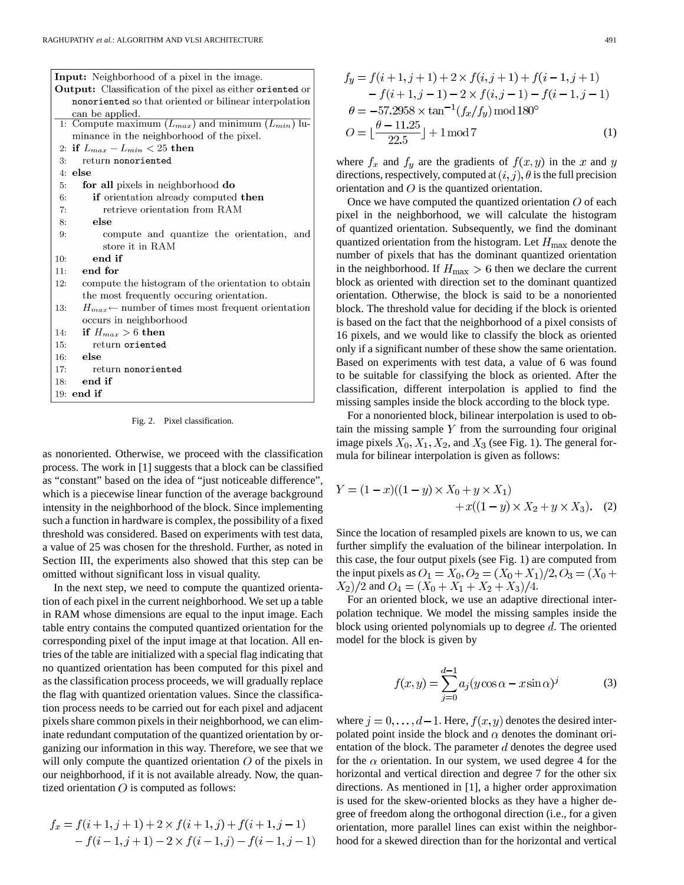**Input:** Neighborhood of a pixel in the image.
**Output:** Classification of the pixel as either `oriented` or `nonoriented` so that oriented or bilinear interpolation can be applied.

```
1: Compute maximum (L_max) and minimum (L_min) luminance in the neighborhood of the pixel.
2: if L_max − L_min < 25 then
3:    return nonoriented
4: else
5:    for all pixels in neighborhood do
6:       if orientation already computed then
7:          retrieve orientation from RAM
8:       else
9:          compute and quantize the orientation, and store it in RAM
10:      end if
11:   end for
12:   compute the histogram of the orientation to obtain the most frequently occuring orientation.
13:   H_max ← number of times most frequent orientation occurs in neighborhood
14:   if H_max > 6 then
15:      return oriented
16:   else
17:      return nonoriented
18:   end if
19: end if
```

Fig. 2. Pixel classification.

as nonoriented. Otherwise, we proceed with the classification process. The work in [1] suggests that a block can be classified as "constant" based on the idea of "just noticeable difference", which is a piecewise linear function of the average background intensity in the neighborhood of the block. Since implementing such a function in hardware is complex, the possibility of a fixed threshold was considered. Based on experiments with test data, a value of 25 was chosen for the threshold. Further, as noted in Section III, the experiments also showed that this step can be omitted without significant loss in visual quality.

In the next step, we need to compute the quantized orientation of each pixel in the current neighborhood. We set up a table in RAM whose dimensions are equal to the input image. Each table entry contains the computed quantized orientation for the corresponding pixel of the input image at that location. All entries of the table are initialized with a special flag indicating that no quantized orientation has been computed for this pixel and as the classification process proceeds, we will gradually replace the flag with quantized orientation values. Since the classification process needs to be carried out for each pixel and adjacent pixels share common pixels in their neighborhood, we can eliminate redundant computation of the quantized orientation by organizing our information in this way. Therefore, we see that we will only compute the quantized orientation $O$ of the pixels in our neighborhood, if it is not available already. Now, the quantized orientation $O$ is computed as follows:

$$
\begin{aligned}
f_x &= f(i+1,j+1) + 2\times f(i+1,j) + f(i+1,j-1) \\
&\quad - f(i-1,j+1) - 2\times f(i-1,j) - f(i-1,j-1) \\
f_y &= f(i+1,j+1) + 2\times f(i,j+1) + f(i-1,j+1) \\
&\quad - f(i+1,j-1) - 2\times f(i,j-1) - f(i-1,j-1) \\
\theta &= -57.2958 \times \tan^{-1}(f_x/f_y) \bmod 180^\circ \\
O &= \lfloor \frac{\theta - 11.25}{22.5} \rfloor + 1 \bmod 7
\end{aligned}
\tag{1}
$$

where $f_x$ and $f_y$ are the gradients of $f(x,y)$ in the $x$ and $y$ directions, respectively, computed at $(i,j)$, $\theta$ is the full precision orientation and $O$ is the quantized orientation.

Once we have computed the quantized orientation $O$ of each pixel in the neighborhood, we will calculate the histogram of quantized orientation. Subsequently, we find the dominant quantized orientation from the histogram. Let $H_{\max}$ denote the number of pixels that has the dominant quantized orientation in the neighborhood. If $H_{\max} > 6$ then we declare the current block as oriented with direction set to the dominant quantized orientation. Otherwise, the block is said to be a nonoriented block. The threshold value for deciding if the block is oriented is based on the fact that the neighborhood of a pixel consists of 16 pixels, and we would like to classify the block as oriented only if a significant number of these show the same orientation. Based on experiments with test data, a value of 6 was found to be suitable for classifying the block as oriented. After the classification, different interpolation is applied to find the missing samples inside the block according to the block type.

For a nonoriented block, bilinear interpolation is used to obtain the missing sample $Y$ from the surrounding four original image pixels $X_0, X_1, X_2$, and $X_3$ (see Fig. 1). The general formula for bilinear interpolation is given as follows:

$$
Y = (1-x)((1-y)\times X_0 + y\times X_1) + x((1-y)\times X_2 + y\times X_3). \tag{2}
$$

Since the location of resampled pixels are known to us, we can further simplify the evaluation of the bilinear interpolation. In this case, the four output pixels (see Fig. 1) are computed from the input pixels as $O_1 = X_0, O_2 = (X_0 + X_1)/2, O_3 = (X_0 + X_2)/2$ and $O_4 = (X_0 + X_1 + X_2 + X_3)/4$.

For an oriented block, we use an adaptive directional interpolation technique. We model the missing samples inside the block using oriented polynomials up to degree $d$. The oriented model for the block is given by

$$
f(x,y) = \sum_{j=0}^{d-1} a_j (y\cos\alpha - x\sin\alpha)^j \tag{3}
$$

where $j = 0, \ldots, d-1$. Here, $f(x,y)$ denotes the desired interpolated point inside the block and $\alpha$ denotes the dominant orientation of the block. The parameter $d$ denotes the degree used for the $\alpha$ orientation. In our system, we used degree 4 for the horizontal and vertical direction and degree 7 for the other six directions. As mentioned in [1], a higher order approximation is used for the skew-oriented blocks as they have a higher degree of freedom along the orthogonal direction (i.e., for a given orientation, more parallel lines can exist within the neighborhood for a skewed direction than for the horizontal and vertical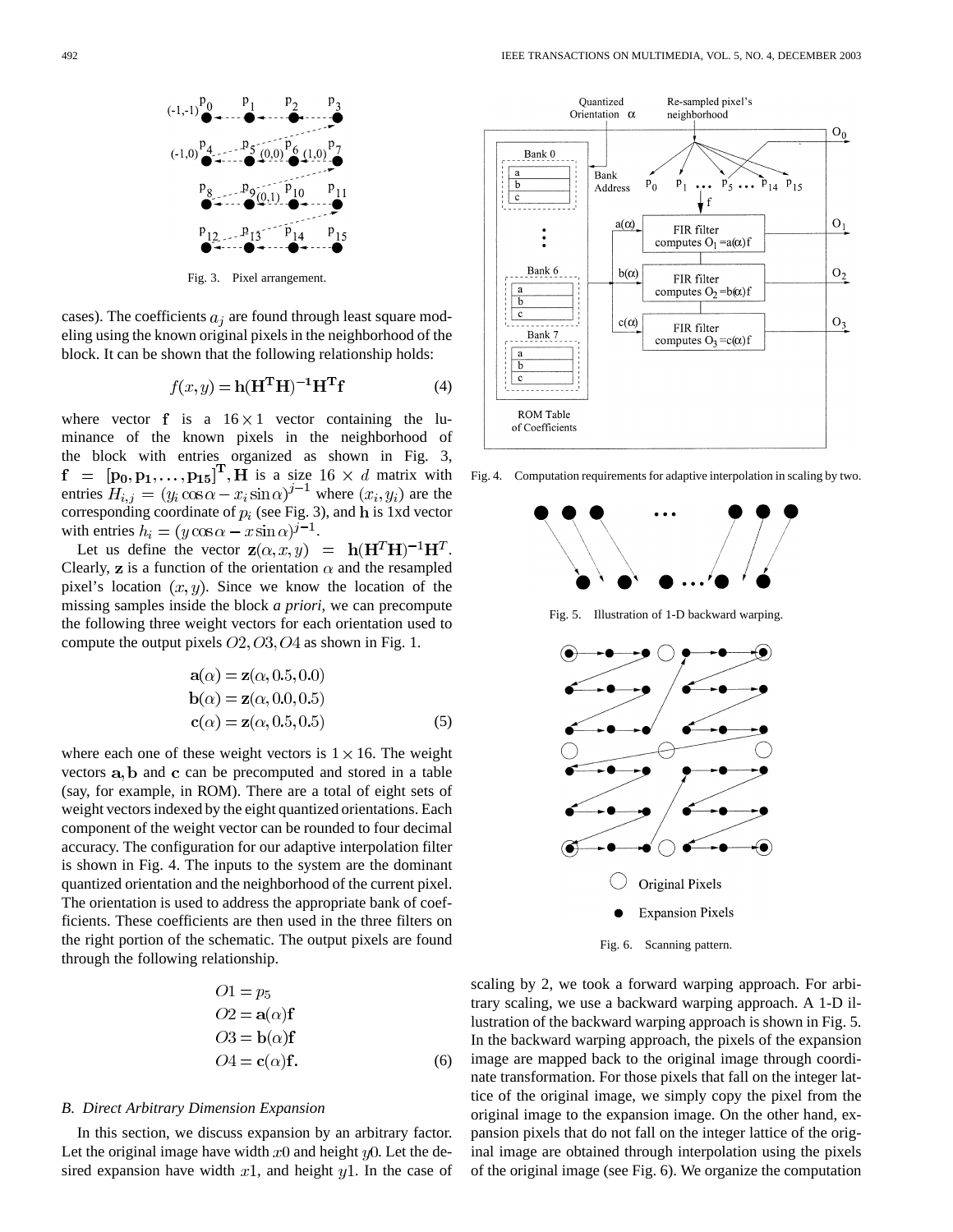Fig. 3. Pixel arrangement.

cases). The coefficients $a_j$ are found through least square modeling using the known original pixels in the neighborhood of the block. It can be shown that the following relationship holds:

$$f(x,y) = \mathbf{h}(\mathbf{H}^{\mathbf{T}}\mathbf{H})^{-1}\mathbf{H}^{\mathbf{T}}\mathbf{f} \tag{4}$$

where vector $\mathbf{f}$ is a $16 \times 1$ vector containing the luminance of the known pixels in the neighborhood of the block with entries organized as shown in Fig. 3, $\mathbf{f} = [\mathbf{p_0}, \mathbf{p_1}, \ldots, \mathbf{p_{15}}]^{\mathbf{T}}$, $\mathbf{H}$ is a size $16 \times d$ matrix with entries $H_{i,j} = (y_i \cos\alpha - x_i \sin\alpha)^{j-1}$ where $(x_i, y_i)$ are the corresponding coordinate of $p_i$ (see Fig. 3), and $\mathbf{h}$ is 1xd vector with entries $h_i = (y\cos\alpha - x\sin\alpha)^{j-1}$.

Let us define the vector $\mathbf{z}(\alpha, x, y) = \mathbf{h}(\mathbf{H}^T\mathbf{H})^{-1}\mathbf{H}^T$. Clearly, $\mathbf{z}$ is a function of the orientation $\alpha$ and the resampled pixel's location $(x, y)$. Since we know the location of the missing samples inside the block *a priori*, we can precompute the following three weight vectors for each orientation used to compute the output pixels $O2, O3, O4$ as shown in Fig. 1.

$$\begin{aligned}
\mathbf{a}(\alpha) &= \mathbf{z}(\alpha, 0.5, 0.0) \\
\mathbf{b}(\alpha) &= \mathbf{z}(\alpha, 0.0, 0.5) \\
\mathbf{c}(\alpha) &= \mathbf{z}(\alpha, 0.5, 0.5)
\end{aligned} \tag{5}$$

where each one of these weight vectors is $1 \times 16$. The weight vectors $\mathbf{a}, \mathbf{b}$ and $\mathbf{c}$ can be precomputed and stored in a table (say, for example, in ROM). There are a total of eight sets of weight vectors indexed by the eight quantized orientations. Each component of the weight vector can be rounded to four decimal accuracy. The configuration for our adaptive interpolation filter is shown in Fig. 4. The inputs to the system are the dominant quantized orientation and the neighborhood of the current pixel. The orientation is used to address the appropriate bank of coefficients. These coefficients are then used in the three filters on the right portion of the schematic. The output pixels are found through the following relationship.

$$\begin{aligned}
O1 &= p_5 \\
O2 &= \mathbf{a}(\alpha)\mathbf{f} \\
O3 &= \mathbf{b}(\alpha)\mathbf{f} \\
O4 &= \mathbf{c}(\alpha)\mathbf{f}.
\end{aligned} \tag{6}$$

### B. Direct Arbitrary Dimension Expansion

In this section, we discuss expansion by an arbitrary factor. Let the original image have width $x0$ and height $y0$. Let the desired expansion have width $x1$, and height $y1$. In the case of scaling by 2, we took a forward warping approach. For arbitrary scaling, we use a backward warping approach. A 1-D illustration of the backward warping approach is shown in Fig. 5. In the backward warping approach, the pixels of the expansion image are mapped back to the original image through coordinate transformation. For those pixels that fall on the integer lattice of the original image, we simply copy the pixel from the original image to the expansion image. On the other hand, expansion pixels that do not fall on the integer lattice of the original image are obtained through interpolation using the pixels of the original image (see Fig. 6). We organize the computation

Fig. 4. Computation requirements for adaptive interpolation in scaling by two.

Fig. 5. Illustration of 1-D backward warping.

Fig. 6. Scanning pattern.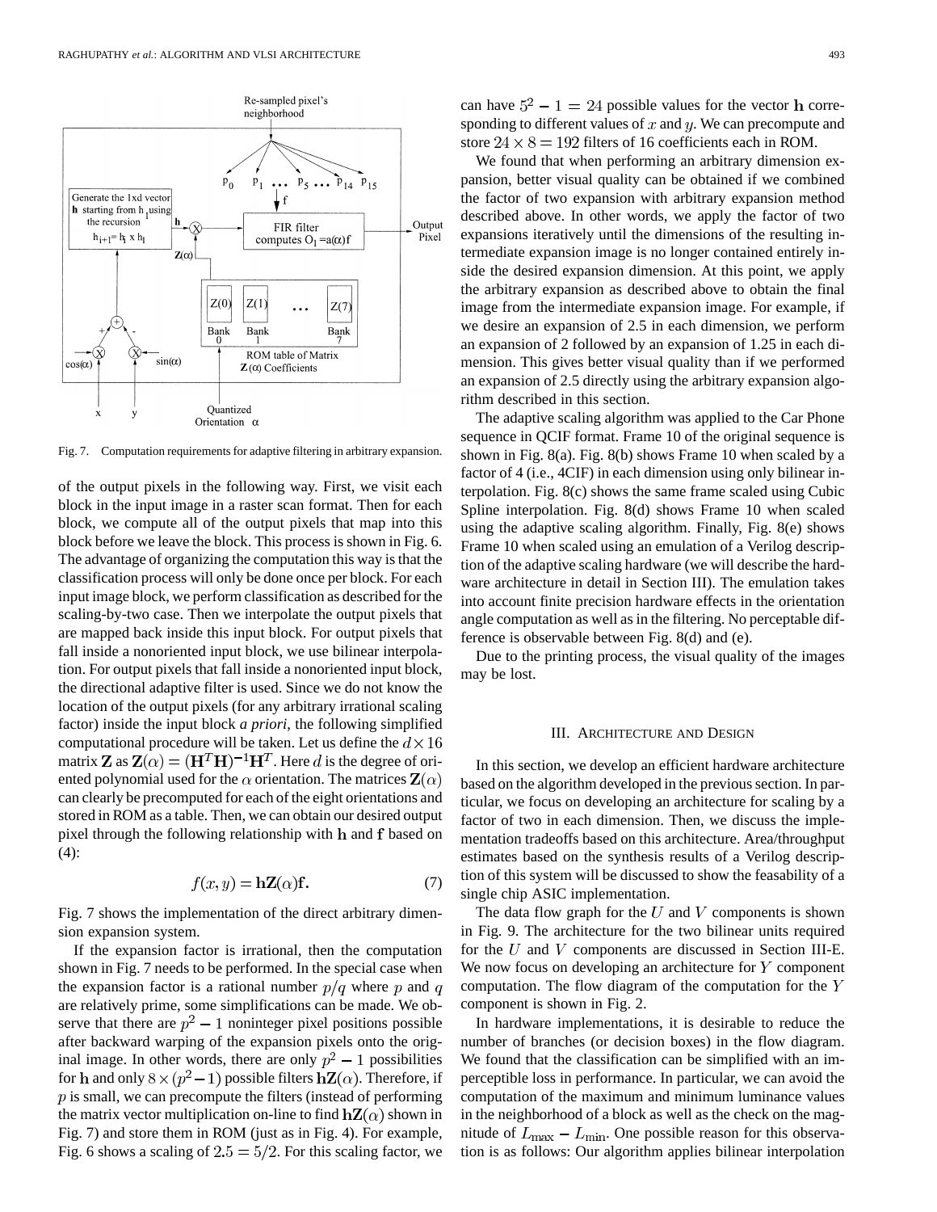Fig. 7. Computation requirements for adaptive filtering in arbitrary expansion.

of the output pixels in the following way. First, we visit each block in the input image in a raster scan format. Then for each block, we compute all of the output pixels that map into this block before we leave the block. This process is shown in Fig. 6. The advantage of organizing the computation this way is that the classification process will only be done once per block. For each input image block, we perform classification as described for the scaling-by-two case. Then we interpolate the output pixels that are mapped back inside this input block. For output pixels that fall inside a nonoriented input block, we use bilinear interpolation. For output pixels that fall inside a nonoriented input block, the directional adaptive filter is used. Since we do not know the location of the output pixels (for any arbitrary irrational scaling factor) inside the input block *a priori*, the following simplified computational procedure will be taken. Let us define the $d \times 16$ matrix $\mathbf{Z}$ as $\mathbf{Z}(\alpha) = (\mathbf{H}^T\mathbf{H})^{-1}\mathbf{H}^T$. Here $d$ is the degree of oriented polynomial used for the $\alpha$ orientation. The matrices $\mathbf{Z}(\alpha)$ can clearly be precomputed for each of the eight orientations and stored in ROM as a table. Then, we can obtain our desired output pixel through the following relationship with $\mathbf{h}$ and $\mathbf{f}$ based on (4):

$$f(x, y) = \mathbf{h}\mathbf{Z}(\alpha)\mathbf{f}. \tag{7}$$

Fig. 7 shows the implementation of the direct arbitrary dimension expansion system.

If the expansion factor is irrational, then the computation shown in Fig. 7 needs to be performed. In the special case when the expansion factor is a rational number $p/q$ where $p$ and $q$ are relatively prime, some simplifications can be made. We observe that there are $p^2 - 1$ noninteger pixel positions possible after backward warping of the expansion pixels onto the original image. In other words, there are only $p^2 - 1$ possibilities for $\mathbf{h}$ and only $8 \times (p^2 - 1)$ possible filters $\mathbf{h}\mathbf{Z}(\alpha)$. Therefore, if $p$ is small, we can precompute the filters (instead of performing the matrix vector multiplication on-line to find $\mathbf{h}\mathbf{Z}(\alpha)$ shown in Fig. 7) and store them in ROM (just as in Fig. 4). For example, Fig. 6 shows a scaling of $2.5 = 5/2$. For this scaling factor, we can have $5^2 - 1 = 24$ possible values for the vector $\mathbf{h}$ corresponding to different values of $x$ and $y$. We can precompute and store $24 \times 8 = 192$ filters of 16 coefficients each in ROM.

We found that when performing an arbitrary dimension expansion, better visual quality can be obtained if we combined the factor of two expansion with arbitrary expansion method described above. In other words, we apply the factor of two expansions iteratively until the dimensions of the resulting intermediate expansion image is no longer contained entirely inside the desired expansion dimension. At this point, we apply the arbitrary expansion as described above to obtain the final image from the intermediate expansion image. For example, if we desire an expansion of 2.5 in each dimension, we perform an expansion of 2 followed by an expansion of 1.25 in each dimension. This gives better visual quality than if we performed an expansion of 2.5 directly using the arbitrary expansion algorithm described in this section.

The adaptive scaling algorithm was applied to the Car Phone sequence in QCIF format. Frame 10 of the original sequence is shown in Fig. 8(a). Fig. 8(b) shows Frame 10 when scaled by a factor of 4 (i.e., 4CIF) in each dimension using only bilinear interpolation. Fig. 8(c) shows the same frame scaled using Cubic Spline interpolation. Fig. 8(d) shows Frame 10 when scaled using the adaptive scaling algorithm. Finally, Fig. 8(e) shows Frame 10 when scaled using an emulation of a Verilog description of the adaptive scaling hardware (we will describe the hardware architecture in detail in Section III). The emulation takes into account finite precision hardware effects in the orientation angle computation as well as in the filtering. No perceptable difference is observable between Fig. 8(d) and (e).

Due to the printing process, the visual quality of the images may be lost.

## III. Architecture and Design

In this section, we develop an efficient hardware architecture based on the algorithm developed in the previous section. In particular, we focus on developing an architecture for scaling by a factor of two in each dimension. Then, we discuss the implementation tradeoffs based on this architecture. Area/throughput estimates based on the synthesis results of a Verilog description of this system will be discussed to show the feasability of a single chip ASIC implementation.

The data flow graph for the $U$ and $V$ components is shown in Fig. 9. The architecture for the two bilinear units required for the $U$ and $V$ components are discussed in Section III-E. We now focus on developing an architecture for $Y$ component computation. The flow diagram of the computation for the $Y$ component is shown in Fig. 2.

In hardware implementations, it is desirable to reduce the number of branches (or decision boxes) in the flow diagram. We found that the classification can be simplified with an imperceptible loss in performance. In particular, we can avoid the computation of the maximum and minimum luminance values in the neighborhood of a block as well as the check on the magnitude of $L_{\max} - L_{\min}$. One possible reason for this observation is as follows: Our algorithm applies bilinear interpolation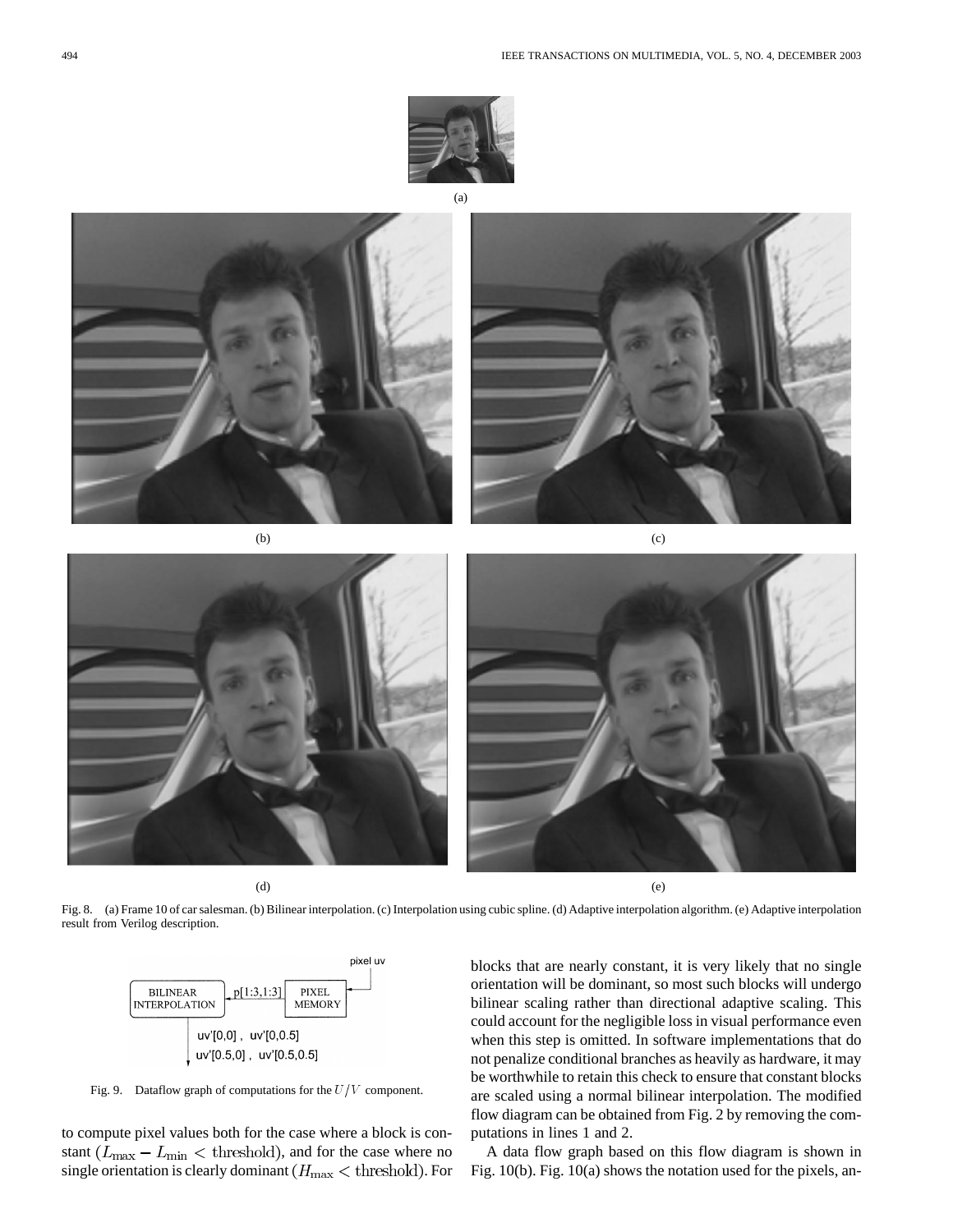(a)

(b)

(c)

(d)

(e)

Fig. 8. (a) Frame 10 of car salesman. (b) Bilinear interpolation. (c) Interpolation using cubic spline. (d) Adaptive interpolation algorithm. (e) Adaptive interpolation result from Verilog description.

pixel uv

BILINEAR INTERPOLATION

p[1:3,1:3]

PIXEL MEMORY

uv'[0,0] , uv'[0,0.5]

uv'[0.5,0] , uv'[0.5,0.5]

Fig. 9. Dataflow graph of computations for the $U/V$ component.

to compute pixel values both for the case where a block is constant ($L_{\max} - L_{\min} < \text{threshold}$), and for the case where no single orientation is clearly dominant ($H_{\max} < \text{threshold}$). For blocks that are nearly constant, it is very likely that no single orientation will be dominant, so most such blocks will undergo bilinear scaling rather than directional adaptive scaling. This could account for the negligible loss in visual performance even when this step is omitted. In software implementations that do not penalize conditional branches as heavily as hardware, it may be worthwhile to retain this check to ensure that constant blocks are scaled using a normal bilinear interpolation. The modified flow diagram can be obtained from Fig. 2 by removing the computations in lines 1 and 2.

A data flow graph based on this flow diagram is shown in Fig. 10(b). Fig. 10(a) shows the notation used for the pixels, an-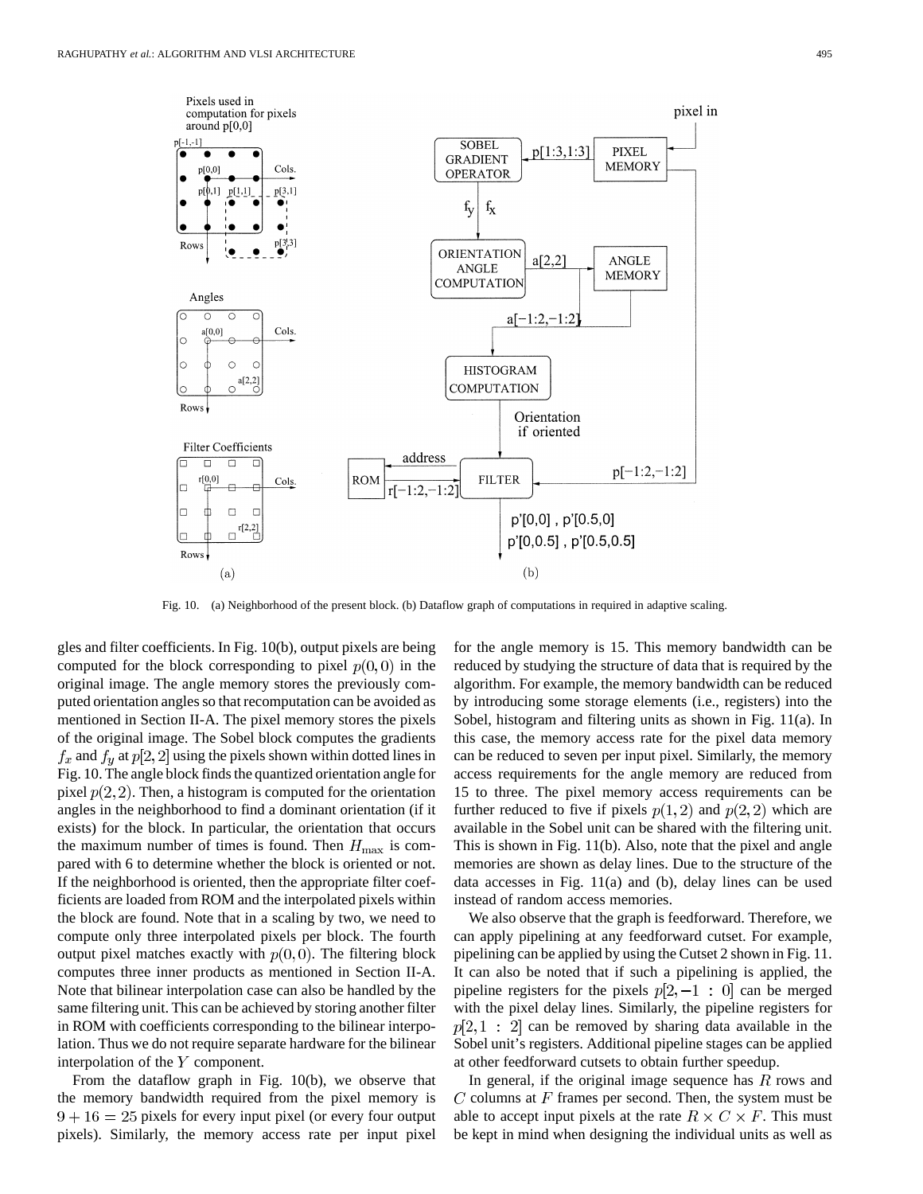Fig. 10. (a) Neighborhood of the present block. (b) Dataflow graph of computations in required in adaptive scaling.

gles and filter coefficients. In Fig. 10(b), output pixels are being computed for the block corresponding to pixel $p(0,0)$ in the original image. The angle memory stores the previously computed orientation angles so that recomputation can be avoided as mentioned in Section II-A. The pixel memory stores the pixels of the original image. The Sobel block computes the gradients $f_x$ and $f_y$ at $p[2,2]$ using the pixels shown within dotted lines in Fig. 10. The angle block finds the quantized orientation angle for pixel $p(2,2)$. Then, a histogram is computed for the orientation angles in the neighborhood to find a dominant orientation (if it exists) for the block. In particular, the orientation that occurs the maximum number of times is found. Then $H_{\max}$ is compared with 6 to determine whether the block is oriented or not. If the neighborhood is oriented, then the appropriate filter coefficients are loaded from ROM and the interpolated pixels within the block are found. Note that in a scaling by two, we need to compute only three interpolated pixels per block. The fourth output pixel matches exactly with $p(0,0)$. The filtering block computes three inner products as mentioned in Section II-A. Note that bilinear interpolation case can also be handled by the same filtering unit. This can be achieved by storing another filter in ROM with coefficients corresponding to the bilinear interpolation. Thus we do not require separate hardware for the bilinear interpolation of the $Y$ component.

From the dataflow graph in Fig. 10(b), we observe that the memory bandwidth required from the pixel memory is $9+16=25$ pixels for every input pixel (or every four output pixels). Similarly, the memory access rate per input pixel for the angle memory is 15. This memory bandwidth can be reduced by studying the structure of data that is required by the algorithm. For example, the memory bandwidth can be reduced by introducing some storage elements (i.e., registers) into the Sobel, histogram and filtering units as shown in Fig. 11(a). In this case, the memory access rate for the pixel data memory can be reduced to seven per input pixel. Similarly, the memory access requirements for the angle memory are reduced from 15 to three. The pixel memory access requirements can be further reduced to five if pixels $p(1,2)$ and $p(2,2)$ which are available in the Sobel unit can be shared with the filtering unit. This is shown in Fig. 11(b). Also, note that the pixel and angle memories are shown as delay lines. Due to the structure of the data accesses in Fig. 11(a) and (b), delay lines can be used instead of random access memories.

We also observe that the graph is feedforward. Therefore, we can apply pipelining at any feedforward cutset. For example, pipelining can be applied by using the Cutset 2 shown in Fig. 11. It can also be noted that if such a pipelining is applied, the pipeline registers for the pixels $p[2,-1:0]$ can be merged with the pixel delay lines. Similarly, the pipeline registers for $p[2,1:2]$ can be removed by sharing data available in the Sobel unit's registers. Additional pipeline stages can be applied at other feedforward cutsets to obtain further speedup.

In general, if the original image sequence has $R$ rows and $C$ columns at $F$ frames per second. Then, the system must be able to accept input pixels at the rate $R \times C \times F$. This must be kept in mind when designing the individual units as well as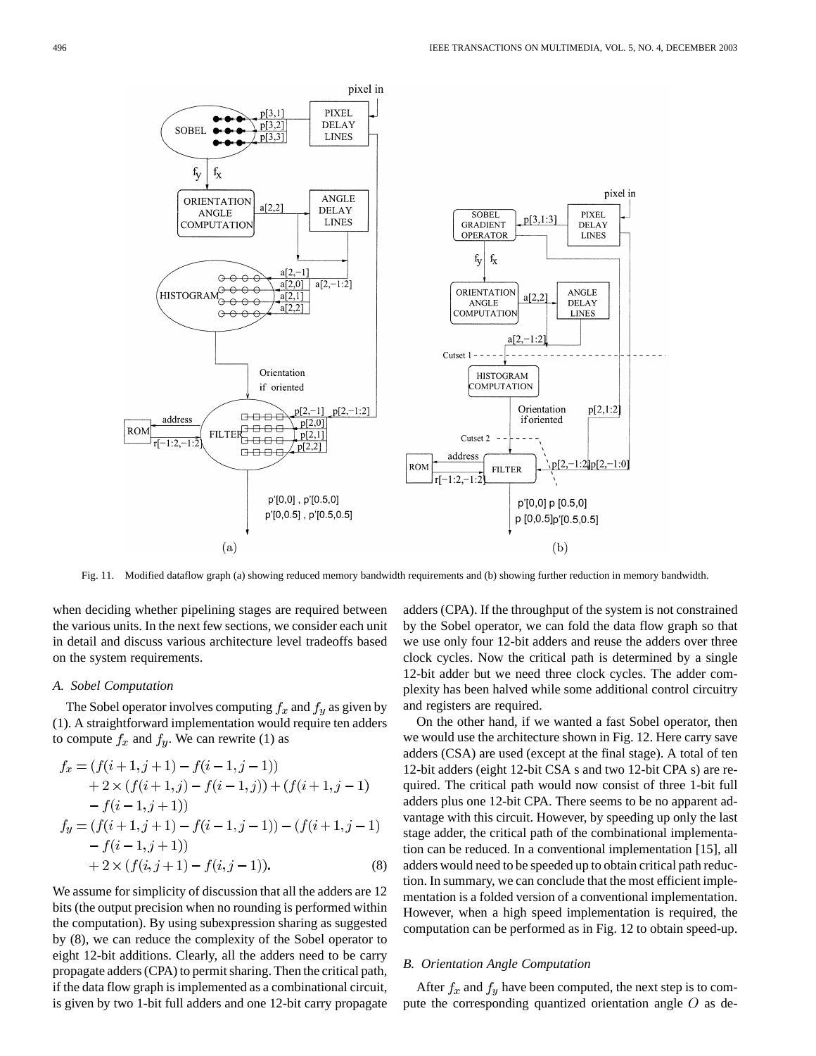Fig. 11. Modified dataflow graph (a) showing reduced memory bandwidth requirements and (b) showing further reduction in memory bandwidth.

when deciding whether pipelining stages are required between the various units. In the next few sections, we consider each unit in detail and discuss various architecture level tradeoffs based on the system requirements.

### A. Sobel Computation

The Sobel operator involves computing $f_x$ and $f_y$ as given by (1). A straightforward implementation would require ten adders to compute $f_x$ and $f_y$. We can rewrite (1) as

$$
\begin{aligned}
f_x &= (f(i+1,j+1) - f(i-1,j-1)) \\
&\quad + 2 \times (f(i+1,j) - f(i-1,j)) + (f(i+1,j-1) \\
&\quad - f(i-1,j+1)) \\
f_y &= (f(i+1,j+1) - f(i-1,j-1)) - (f(i+1,j-1) \\
&\quad - f(i-1,j+1)) \\
&\quad + 2 \times (f(i,j+1) - f(i,j-1)).
\end{aligned}
\tag{8}
$$

We assume for simplicity of discussion that all the adders are 12 bits (the output precision when no rounding is performed within the computation). By using subexpression sharing as suggested by (8), we can reduce the complexity of the Sobel operator to eight 12-bit additions. Clearly, all the adders need to be carry propagate adders (CPA) to permit sharing. Then the critical path, if the data flow graph is implemented as a combinational circuit, is given by two 1-bit full adders and one 12-bit carry propagate adders (CPA). If the throughput of the system is not constrained by the Sobel operator, we can fold the data flow graph so that we use only four 12-bit adders and reuse the adders over three clock cycles. Now the critical path is determined by a single 12-bit adder but we need three clock cycles. The adder complexity has been halved while some additional control circuitry and registers are required.

On the other hand, if we wanted a fast Sobel operator, then we would use the architecture shown in Fig. 12. Here carry save adders (CSA) are used (except at the final stage). A total of ten 12-bit adders (eight 12-bit CSA s and two 12-bit CPA s) are required. The critical path would now consist of three 1-bit full adders plus one 12-bit CPA. There seems to be no apparent advantage with this circuit. However, by speeding up only the last stage adder, the critical path of the combinational implementation can be reduced. In a conventional implementation [15], all adders would need to be speeded up to obtain critical path reduction. In summary, we can conclude that the most efficient implementation is a folded version of a conventional implementation. However, when a high speed implementation is required, the computation can be performed as in Fig. 12 to obtain speed-up.

### B. Orientation Angle Computation

After $f_x$ and $f_y$ have been computed, the next step is to compute the corresponding quantized orientation angle $O$ as de-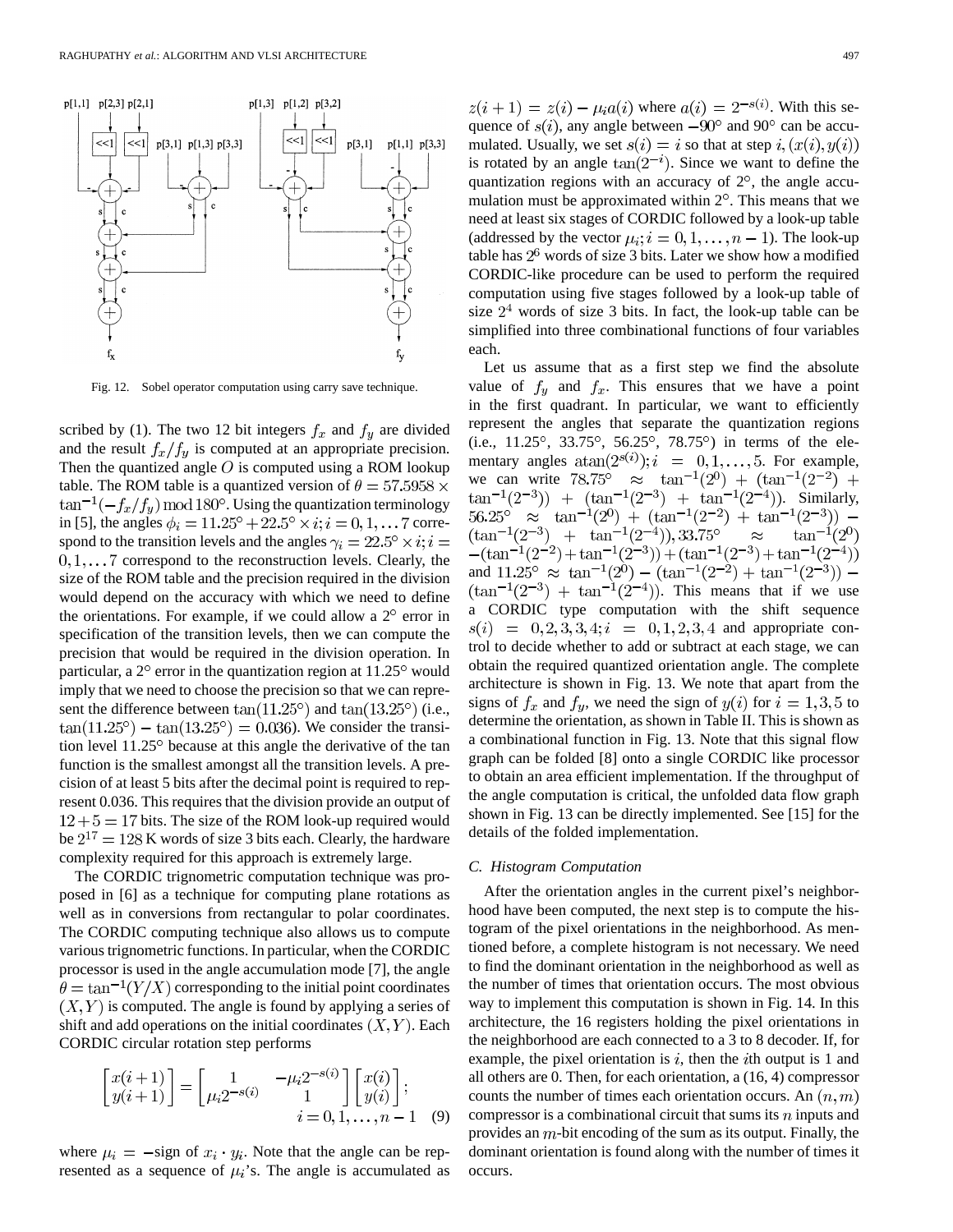Fig. 12. Sobel operator computation using carry save technique.

scribed by (1). The two 12 bit integers $f_x$ and $f_y$ are divided and the result $f_x/f_y$ is computed at an appropriate precision. Then the quantized angle $O$ is computed using a ROM lookup table. The ROM table is a quantized version of $\theta = 57.5958 \times \tan^{-1}(-f_x/f_y) \bmod 180°$. Using the quantization terminology in [5], the angles $\phi_i = 11.25° + 22.5° \times i; i = 0, 1, \ldots 7$ correspond to the transition levels and the angles $\gamma_i = 22.5° \times i; i = 0, 1, \ldots 7$ correspond to the reconstruction levels. Clearly, the size of the ROM table and the precision required in the division would depend on the accuracy with which we need to define the orientations. For example, if we could allow a 2° error in specification of the transition levels, then we can compute the precision that would be required in the division operation. In particular, a 2° error in the quantization region at 11.25° would imply that we need to choose the precision so that we can represent the difference between $\tan(11.25°)$ and $\tan(13.25°)$ (i.e., $\tan(11.25°) - \tan(13.25°) = 0.036$). We consider the transition level 11.25° because at this angle the derivative of the tan function is the smallest amongst all the transition levels. A precision of at least 5 bits after the decimal point is required to represent 0.036. This requires that the division provide an output of $12 + 5 = 17$ bits. The size of the ROM look-up required would be $2^{17} = 128$ K words of size 3 bits each. Clearly, the hardware complexity required for this approach is extremely large.

The CORDIC trignometric computation technique was proposed in [6] as a technique for computing plane rotations as well as in conversions from rectangular to polar coordinates. The CORDIC computing technique also allows us to compute various trignometric functions. In particular, when the CORDIC processor is used in the angle accumulation mode [7], the angle $\theta = \tan^{-1}(Y/X)$ corresponding to the initial point coordinates $(X, Y)$ is computed. The angle is found by applying a series of shift and add operations on the initial coordinates $(X, Y)$. Each CORDIC circular rotation step performs

$$\begin{bmatrix} x(i+1) \\ y(i+1) \end{bmatrix} = \begin{bmatrix} 1 & -\mu_i 2^{-s(i)} \\ \mu_i 2^{-s(i)} & 1 \end{bmatrix} \begin{bmatrix} x(i) \\ y(i) \end{bmatrix}; \quad i = 0, 1, \ldots, n-1 \quad (9)$$

where $\mu_i = -\text{sign of } x_i \cdot y_i$. Note that the angle can be represented as a sequence of $\mu_i$'s. The angle is accumulated as $z(i+1) = z(i) - \mu_i a(i)$ where $a(i) = 2^{-s(i)}$. With this sequence of $s(i)$, any angle between $-90°$ and $90°$ can be accumulated. Usually, we set $s(i) = i$ so that at step $i$, $(x(i), y(i))$ is rotated by an angle $\tan(2^{-i})$. Since we want to define the quantization regions with an accuracy of 2°, the angle accumulation must be approximated within 2°. This means that we need at least six stages of CORDIC followed by a look-up table (addressed by the vector $\mu_i; i = 0, 1, \ldots, n-1$). The look-up table has $2^6$ words of size 3 bits. Later we show how a modified CORDIC-like procedure can be used to perform the required computation using five stages followed by a look-up table of size $2^4$ words of size 3 bits. In fact, the look-up table can be simplified into three combinational functions of four variables each.

Let us assume that as a first step we find the absolute value of $f_y$ and $f_x$. This ensures that we have a point in the first quadrant. In particular, we want to efficiently represent the angles that separate the quantization regions (i.e., 11.25°, 33.75°, 56.25°, 78.75°) in terms of the elementary angles $\text{atan}(2^{s(i)}); i = 0, 1, \ldots, 5$. For example, we can write $78.75° \approx \tan^{-1}(2^0) + (\tan^{-1}(2^{-2}) + \tan^{-1}(2^{-3})) + (\tan^{-1}(2^{-3}) + \tan^{-1}(2^{-4}))$. Similarly, $56.25° \approx \tan^{-1}(2^0) + (\tan^{-1}(2^{-2}) + \tan^{-1}(2^{-3})) - (\tan^{-1}(2^{-3}) + \tan^{-1}(2^{-4})), 33.75° \approx \tan^{-1}(2^0) - (\tan^{-1}(2^{-2}) + \tan^{-1}(2^{-3})) + (\tan^{-1}(2^{-3}) + \tan^{-1}(2^{-4}))$ and $11.25° \approx \tan^{-1}(2^0) - (\tan^{-1}(2^{-2}) + \tan^{-1}(2^{-3})) - (\tan^{-1}(2^{-3}) + \tan^{-1}(2^{-4}))$. This means that if we use a CORDIC type computation with the shift sequence $s(i) = 0, 2, 3, 3, 4; i = 0, 1, 2, 3, 4$ and appropriate control to decide whether to add or subtract at each stage, we can obtain the required quantized orientation angle. The complete architecture is shown in Fig. 13. We note that apart from the signs of $f_x$ and $f_y$, we need the sign of $y(i)$ for $i = 1, 3, 5$ to determine the orientation, as shown in Table II. This is shown as a combinational function in Fig. 13. Note that this signal flow graph can be folded [8] onto a single CORDIC like processor to obtain an area efficient implementation. If the throughput of the angle computation is critical, the unfolded data flow graph shown in Fig. 13 can be directly implemented. See [15] for the details of the folded implementation.

### C. Histogram Computation

After the orientation angles in the current pixel's neighborhood have been computed, the next step is to compute the histogram of the pixel orientations in the neighborhood. As mentioned before, a complete histogram is not necessary. We need to find the dominant orientation in the neighborhood as well as the number of times that orientation occurs. The most obvious way to implement this computation is shown in Fig. 14. In this architecture, the 16 registers holding the pixel orientations in the neighborhood are each connected to a 3 to 8 decoder. If, for example, the pixel orientation is $i$, then the $i$th output is 1 and all others are 0. Then, for each orientation, a (16, 4) compressor counts the number of times each orientation occurs. An $(n, m)$ compressor is a combinational circuit that sums its $n$ inputs and provides an $m$-bit encoding of the sum as its output. Finally, the dominant orientation is found along with the number of times it occurs.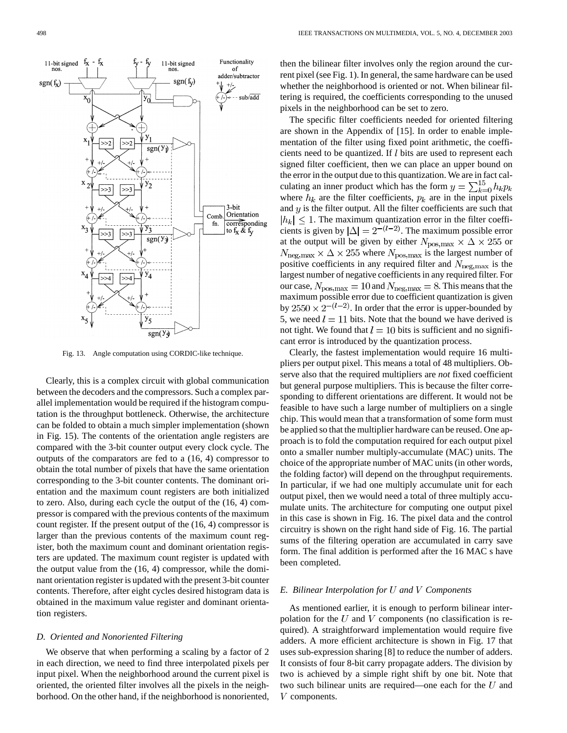Fig. 13. Angle computation using CORDIC-like technique.

Clearly, this is a complex circuit with global communication between the decoders and the compressors. Such a complex parallel implementation would be required if the histogram computation is the throughput bottleneck. Otherwise, the architecture can be folded to obtain a much simpler implementation (shown in Fig. 15). The contents of the orientation angle registers are compared with the 3-bit counter output every clock cycle. The outputs of the comparators are fed to a (16, 4) compressor to obtain the total number of pixels that have the same orientation corresponding to the 3-bit counter contents. The dominant orientation and the maximum count registers are both initialized to zero. Also, during each cycle the output of the (16, 4) compressor is compared with the previous contents of the maximum count register. If the present output of the (16, 4) compressor is larger than the previous contents of the maximum count register, both the maximum count and dominant orientation registers are updated. The maximum count register is updated with the output value from the (16, 4) compressor, while the dominant orientation register is updated with the present 3-bit counter contents. Therefore, after eight cycles desired histogram data is obtained in the maximum value register and dominant orientation registers.

### D. Oriented and Nonoriented Filtering

We observe that when performing a scaling by a factor of 2 in each direction, we need to find three interpolated pixels per input pixel. When the neighborhood around the current pixel is oriented, the oriented filter involves all the pixels in the neighborhood. On the other hand, if the neighborhood is nonoriented, then the bilinear filter involves only the region around the current pixel (see Fig. 1). In general, the same hardware can be used whether the neighborhood is oriented or not. When bilinear filtering is required, the coefficients corresponding to the unused pixels in the neighborhood can be set to zero.

The specific filter coefficients needed for oriented filtering are shown in the Appendix of [15]. In order to enable implementation of the filter using fixed point arithmetic, the coefficients need to be quantized. If $l$ bits are used to represent each signed filter coefficient, then we can place an upper bound on the error in the output due to this quantization. We are in fact calculating an inner product which has the form $y = \sum_{k=0}^{15} h_k p_k$ where $h_k$ are the filter coefficients, $p_k$ are in the input pixels and $y$ is the filter output. All the filter coefficients are such that $|h_k| \leq 1$. The maximum quantization error in the filter coefficients is given by $|\Delta| = 2^{-(l-2)}$. The maximum possible error at the output will be given by either $N_{\text{pos,max}} \times \Delta \times 255$ or $N_{\text{neg,max}} \times \Delta \times 255$ where $N_{\text{pos,max}}$ is the largest number of positive coefficients in any required filter and $N_{\text{neg,max}}$ is the largest number of negative coefficients in any required filter. For our case, $N_{\text{pos,max}} = 10$ and $N_{\text{neg,max}} = 8$. This means that the maximum possible error due to coefficient quantization is given by $2550 \times 2^{-(l-2)}$. In order that the error is upper-bounded by 5, we need $l = 11$ bits. Note that the bound we have derived is not tight. We found that $l = 10$ bits is sufficient and no significant error is introduced by the quantization process.

Clearly, the fastest implementation would require 16 multipliers per output pixel. This means a total of 48 multipliers. Observe also that the required multipliers are *not* fixed coefficient but general purpose multipliers. This is because the filter corresponding to different orientations are different. It would not be feasible to have such a large number of multipliers on a single chip. This would mean that a transformation of some form must be applied so that the multiplier hardware can be reused. One approach is to fold the computation required for each output pixel onto a smaller number multiply-accumulate (MAC) units. The choice of the appropriate number of MAC units (in other words, the folding factor) will depend on the throughput requirements. In particular, if we had one multiply accumulate unit for each output pixel, then we would need a total of three multiply accumulate units. The architecture for computing one output pixel in this case is shown in Fig. 16. The pixel data and the control circuitry is shown on the right hand side of Fig. 16. The partial sums of the filtering operation are accumulated in carry save form. The final addition is performed after the 16 MAC s have been completed.

### E. Bilinear Interpolation for $U$ and $V$ Components

As mentioned earlier, it is enough to perform bilinear interpolation for the $U$ and $V$ components (no classification is required). A straightforward implementation would require five adders. A more efficient architecture is shown in Fig. 17 that uses sub-expression sharing [8] to reduce the number of adders. It consists of four 8-bit carry propagate adders. The division by two is achieved by a simple right shift by one bit. Note that two such bilinear units are required—one each for the $U$ and $V$ components.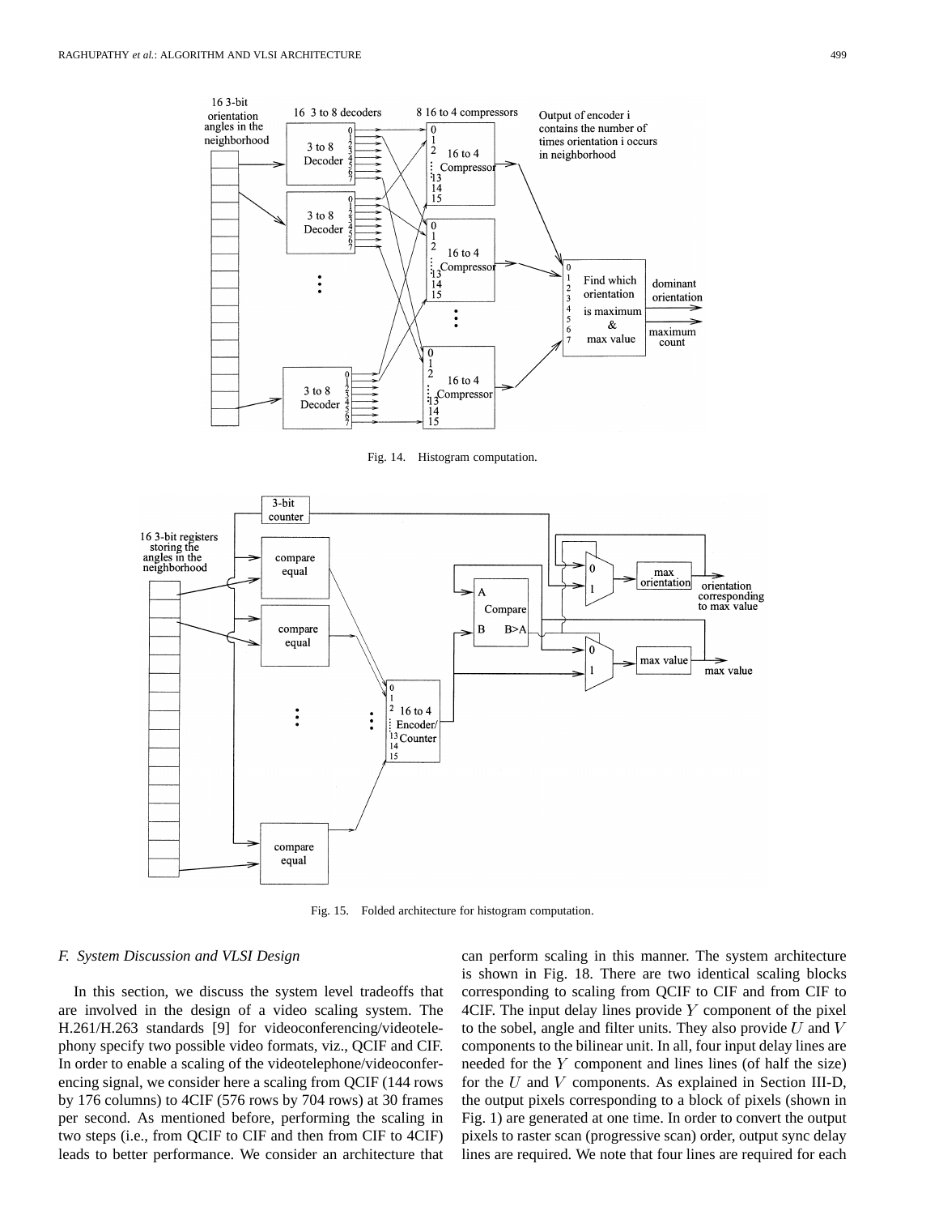Fig. 14. Histogram computation.

Fig. 15. Folded architecture for histogram computation.

### F. System Discussion and VLSI Design

In this section, we discuss the system level tradeoffs that are involved in the design of a video scaling system. The H.261/H.263 standards [9] for videoconferencing/videotelephony specify two possible video formats, viz., QCIF and CIF. In order to enable a scaling of the videotelephone/videoconferencing signal, we consider here a scaling from QCIF (144 rows by 176 columns) to 4CIF (576 rows by 704 rows) at 30 frames per second. As mentioned before, performing the scaling in two steps (i.e., from QCIF to CIF and then from CIF to 4CIF) leads to better performance. We consider an architecture that can perform scaling in this manner. The system architecture is shown in Fig. 18. There are two identical scaling blocks corresponding to scaling from QCIF to CIF and from CIF to 4CIF. The input delay lines provide $Y$ component of the pixel to the sobel, angle and filter units. They also provide $U$ and $V$ components to the bilinear unit. In all, four input delay lines are needed for the $Y$ component and lines lines (of half the size) for the $U$ and $V$ components. As explained in Section III-D, the output pixels corresponding to a block of pixels (shown in Fig. 1) are generated at one time. In order to convert the output pixels to raster scan (progressive scan) order, output sync delay lines are required. We note that four lines are required for each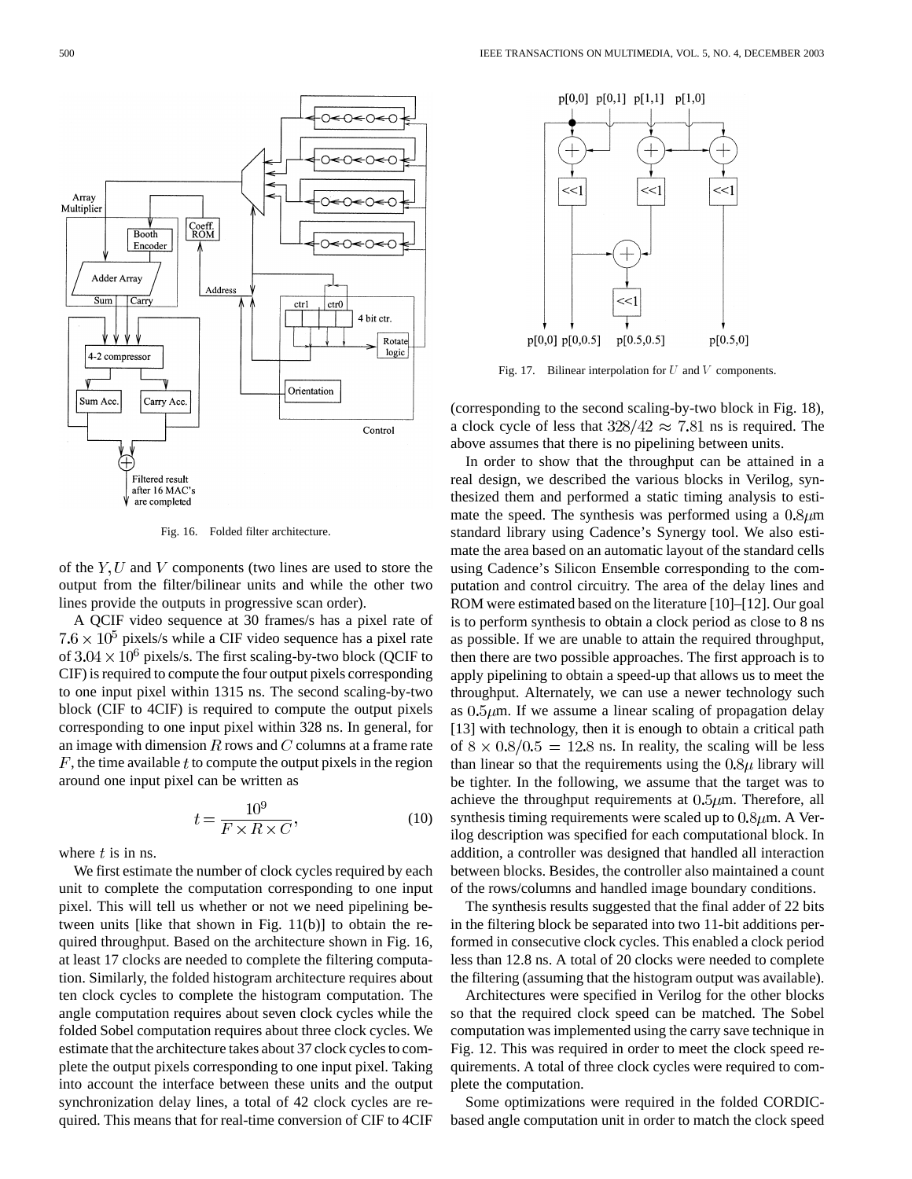Fig. 16. Folded filter architecture.

of the $Y, U$ and $V$ components (two lines are used to store the output from the filter/bilinear units and while the other two lines provide the outputs in progressive scan order).

A QCIF video sequence at 30 frames/s has a pixel rate of $7.6 \times 10^5$ pixels/s while a CIF video sequence has a pixel rate of $3.04 \times 10^6$ pixels/s. The first scaling-by-two block (QCIF to CIF) is required to compute the four output pixels corresponding to one input pixel within 1315 ns. The second scaling-by-two block (CIF to 4CIF) is required to compute the output pixels corresponding to one input pixel within 328 ns. In general, for an image with dimension $R$ rows and $C$ columns at a frame rate $F$, the time available $t$ to compute the output pixels in the region around one input pixel can be written as

$$t = \frac{10^9}{F \times R \times C}, \tag{10}$$

where $t$ is in ns.

We first estimate the number of clock cycles required by each unit to complete the computation corresponding to one input pixel. This will tell us whether or not we need pipelining between units [like that shown in Fig. 11(b)] to obtain the required throughput. Based on the architecture shown in Fig. 16, at least 17 clocks are needed to complete the filtering computation. Similarly, the folded histogram architecture requires about ten clock cycles to complete the histogram computation. The angle computation requires about seven clock cycles while the folded Sobel computation requires about three clock cycles. We estimate that the architecture takes about 37 clock cycles to complete the output pixels corresponding to one input pixel. Taking into account the interface between these units and the output synchronization delay lines, a total of 42 clock cycles are required. This means that for real-time conversion of CIF to 4CIF

Fig. 17. Bilinear interpolation for $U$ and $V$ components.

(corresponding to the second scaling-by-two block in Fig. 18), a clock cycle of less that $328/42 \approx 7.81$ ns is required. The above assumes that there is no pipelining between units.

In order to show that the throughput can be attained in a real design, we described the various blocks in Verilog, synthesized them and performed a static timing analysis to estimate the speed. The synthesis was performed using a $0.8\mu$m standard library using Cadence's Synergy tool. We also estimate the area based on an automatic layout of the standard cells using Cadence's Silicon Ensemble corresponding to the computation and control circuitry. The area of the delay lines and ROM were estimated based on the literature [10]–[12]. Our goal is to perform synthesis to obtain a clock period as close to 8 ns as possible. If we are unable to attain the required throughput, then there are two possible approaches. The first approach is to apply pipelining to obtain a speed-up that allows us to meet the throughput. Alternately, we can use a newer technology such as $0.5\mu$m. If we assume a linear scaling of propagation delay [13] with technology, then it is enough to obtain a critical path of $8 \times 0.8/0.5 = 12.8$ ns. In reality, the scaling will be less than linear so that the requirements using the $0.8\mu$ library will be tighter. In the following, we assume that the target was to achieve the throughput requirements at $0.5\mu$m. Therefore, all synthesis timing requirements were scaled up to $0.8\mu$m. A Verilog description was specified for each computational block. In addition, a controller was designed that handled all interaction between blocks. Besides, the controller also maintained a count of the rows/columns and handled image boundary conditions.

The synthesis results suggested that the final adder of 22 bits in the filtering block be separated into two 11-bit additions performed in consecutive clock cycles. This enabled a clock period less than 12.8 ns. A total of 20 clocks were needed to complete the filtering (assuming that the histogram output was available).

Architectures were specified in Verilog for the other blocks so that the required clock speed can be matched. The Sobel computation was implemented using the carry save technique in Fig. 12. This was required in order to meet the clock speed requirements. A total of three clock cycles were required to complete the computation.

Some optimizations were required in the folded CORDIC-based angle computation unit in order to match the clock speed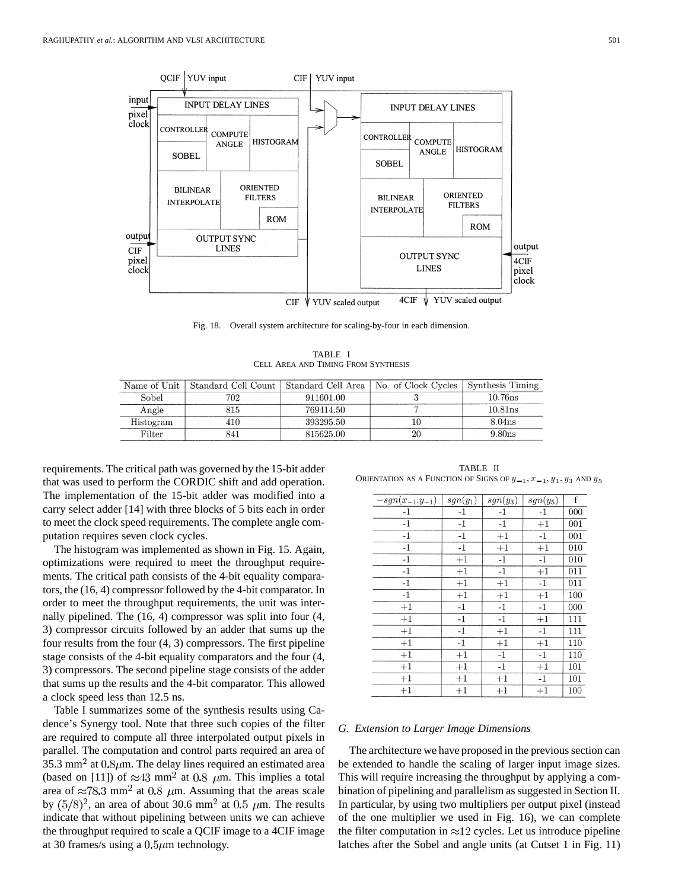Fig. 18. Overall system architecture for scaling-by-four in each dimension.

TABLE I
CELL AREA AND TIMING FROM SYNTHESIS

| Name of Unit | Standard Cell Count | Standard Cell Area | No. of Clock Cycles | Synthesis Timing |
|---|---|---|---|---|
| Sobel | 702 | 911601.00 | 3 | 10.76ns |
| Angle | 815 | 769414.50 | 7 | 10.81ns |
| Histogram | 410 | 393295.50 | 10 | 8.04ns |
| Filter | 841 | 815625.00 | 20 | 9.80ns |

requirements. The critical path was governed by the 15-bit adder that was used to perform the CORDIC shift and add operation. The implementation of the 15-bit adder was modified into a carry select adder [14] with three blocks of 5 bits each in order to meet the clock speed requirements. The complete angle computation requires seven clock cycles.

The histogram was implemented as shown in Fig. 15. Again, optimizations were required to meet the throughput requirements. The critical path consists of the 4-bit equality comparators, the (16, 4) compressor followed by the 4-bit comparator. In order to meet the throughput requirements, the unit was internally pipelined. The (16, 4) compressor was split into four (4, 3) compressor circuits followed by an adder that sums up the four results from the four (4, 3) compressors. The first pipeline stage consists of the 4-bit equality comparators and the four (4, 3) compressors. The second pipeline stage consists of the adder that sums up the results and the 4-bit comparator. This allowed a clock speed less than 12.5 ns.

Table I summarizes some of the synthesis results using Cadence's Synergy tool. Note that three such copies of the filter are required to compute all three interpolated output pixels in parallel. The computation and control parts required an area of 35.3 mm$^2$ at $0.8 \mu$m. The delay lines required an estimated area (based on [11]) of $\approx 43$ mm$^2$ at $0.8$ $\mu$m. This implies a total area of $\approx 78.3$ mm$^2$ at $0.8$ $\mu$m. Assuming that the areas scale by $(5/8)^2$, an area of about 30.6 mm$^2$ at $0.5$ $\mu$m. The results indicate that without pipelining between units we can achieve the throughput required to scale a QCIF image to a 4CIF image at 30 frames/s using a $0.5 \mu$m technology.

TABLE II
ORIENTATION AS A FUNCTION OF SIGNS OF $y_{-1}, x_{-1}, y_1, y_3$ AND $y_5$

| $-sgn(x_{-1}.y_{-1})$ | $sgn(y_1)$ | $sgn(y_3)$ | $sgn(y_5)$ | f |
|---|---|---|---|---|
| -1 | -1 | -1 | -1 | 000 |
| -1 | -1 | -1 | +1 | 001 |
| -1 | -1 | +1 | -1 | 001 |
| -1 | -1 | +1 | +1 | 010 |
| -1 | +1 | -1 | -1 | 010 |
| -1 | +1 | -1 | +1 | 011 |
| -1 | +1 | +1 | -1 | 011 |
| -1 | +1 | +1 | +1 | 100 |
| +1 | -1 | -1 | -1 | 000 |
| +1 | -1 | -1 | +1 | 111 |
| +1 | -1 | +1 | -1 | 111 |
| +1 | -1 | +1 | +1 | 110 |
| +1 | +1 | -1 | -1 | 110 |
| +1 | +1 | -1 | +1 | 101 |
| +1 | +1 | +1 | -1 | 101 |
| +1 | +1 | +1 | +1 | 100 |

### G. Extension to Larger Image Dimensions

The architecture we have proposed in the previous section can be extended to handle the scaling of larger input image sizes. This will require increasing the throughput by applying a combination of pipelining and parallelism as suggested in Section II. In particular, by using two multipliers per output pixel (instead of the one multiplier we used in Fig. 16), we can complete the filter computation in $\approx 12$ cycles. Let us introduce pipeline latches after the Sobel and angle units (at Cutset 1 in Fig. 11)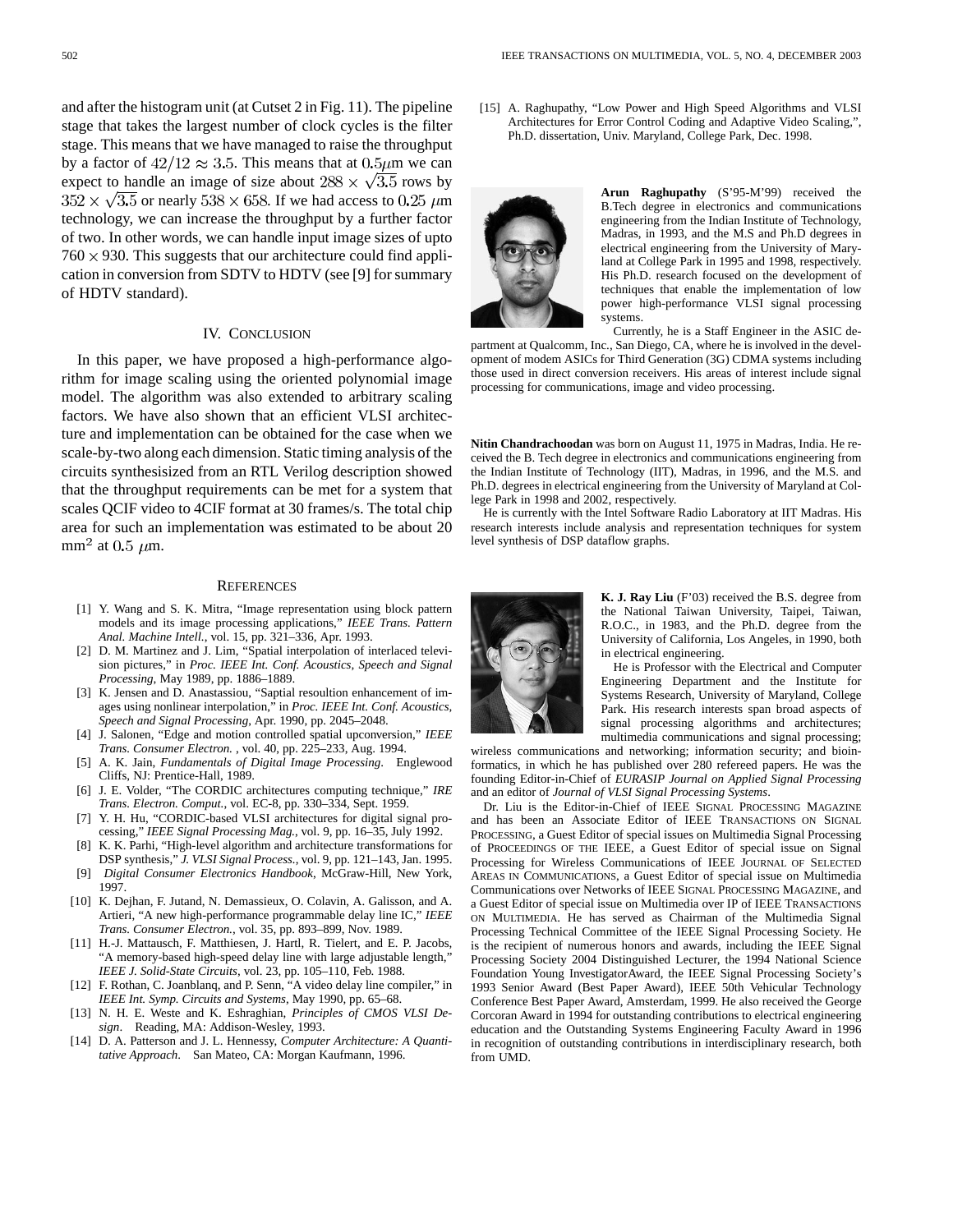and after the histogram unit (at Cutset 2 in Fig. 11). The pipeline stage that takes the largest number of clock cycles is the filter stage. This means that we have managed to raise the throughput by a factor of $42/12 \approx 3.5$. This means that at $0.5\mu$m we can expect to handle an image of size about $288 \times \sqrt{3.5}$ rows by $352 \times \sqrt{3.5}$ or nearly $538 \times 658$. If we had access to $0.25\ \mu$m technology, we can increase the throughput by a further factor of two. In other words, we can handle input image sizes of upto $760 \times 930$. This suggests that our architecture could find application in conversion from SDTV to HDTV (see [9] for summary of HDTV standard).

## IV. Conclusion

In this paper, we have proposed a high-performance algorithm for image scaling using the oriented polynomial image model. The algorithm was also extended to arbitrary scaling factors. We have also shown that an efficient VLSI architecture and implementation can be obtained for the case when we scale-by-two along each dimension. Static timing analysis of the circuits synthesisized from an RTL Verilog description showed that the throughput requirements can be met for a system that scales QCIF video to 4CIF format at 30 frames/s. The total chip area for such an implementation was estimated to be about 20 mm$^2$ at $0.5\ \mu$m.

## References

[1] Y. Wang and S. K. Mitra, "Image representation using block pattern models and its image processing applications," *IEEE Trans. Pattern Anal. Machine Intell.*, vol. 15, pp. 321–336, Apr. 1993.

[2] D. M. Martinez and J. Lim, "Spatial interpolation of interlaced television pictures," in *Proc. IEEE Int. Conf. Acoustics, Speech and Signal Processing*, May 1989, pp. 1886–1889.

[3] K. Jensen and D. Anastassiou, "Saptial resoultion enhancement of images using nonlinear interpolation," in *Proc. IEEE Int. Conf. Acoustics, Speech and Signal Processing*, Apr. 1990, pp. 2045–2048.

[4] J. Salonen, "Edge and motion controlled spatial upconversion," *IEEE Trans. Consumer Electron.* , vol. 40, pp. 225–233, Aug. 1994.

[5] A. K. Jain, *Fundamentals of Digital Image Processing*. Englewood Cliffs, NJ: Prentice-Hall, 1989.

[6] J. E. Volder, "The CORDIC architectures computing technique," *IRE Trans. Electron. Comput.*, vol. EC-8, pp. 330–334, Sept. 1959.

[7] Y. H. Hu, "CORDIC-based VLSI architectures for digital signal processing," *IEEE Signal Processing Mag.*, vol. 9, pp. 16–35, July 1992.

[8] K. K. Parhi, "High-level algorithm and architecture transformations for DSP synthesis," *J. VLSI Signal Process.*, vol. 9, pp. 121–143, Jan. 1995.

[9] *Digital Consumer Electronics Handbook*, McGraw-Hill, New York, 1997.

[10] K. Dejhan, F. Jutand, N. Demassieux, O. Colavin, A. Galisson, and A. Artieri, "A new high-performance programmable delay line IC," *IEEE Trans. Consumer Electron.*, vol. 35, pp. 893–899, Nov. 1989.

[11] H.-J. Mattausch, F. Matthiesen, J. Hartl, R. Tielert, and E. P. Jacobs, "A memory-based high-speed delay line with large adjustable length," *IEEE J. Solid-State Circuits*, vol. 23, pp. 105–110, Feb. 1988.

[12] F. Rothan, C. Joanblanq, and P. Senn, "A video delay line compiler," in *IEEE Int. Symp. Circuits and Systems*, May 1990, pp. 65–68.

[13] N. H. E. Weste and K. Eshraghian, *Principles of CMOS VLSI Design*. Reading, MA: Addison-Wesley, 1993.

[14] D. A. Patterson and J. L. Hennessy, *Computer Architecture: A Quantitative Approach*. San Mateo, CA: Morgan Kaufmann, 1996.

[15] A. Raghupathy, "Low Power and High Speed Algorithms and VLSI Architectures for Error Control Coding and Adaptive Video Scaling,", Ph.D. dissertation, Univ. Maryland, College Park, Dec. 1998.

**Arun Raghupathy** (S'95-M'99) received the B.Tech degree in electronics and communications engineering from the Indian Institute of Technology, Madras, in 1993, and the M.S and Ph.D degrees in electrical engineering from the University of Maryland at College Park in 1995 and 1998, respectively. His Ph.D. research focused on the development of techniques that enable the implementation of low power high-performance VLSI signal processing systems.

Currently, he is a Staff Engineer in the ASIC department at Qualcomm, Inc., San Diego, CA, where he is involved in the development of modem ASICs for Third Generation (3G) CDMA systems including those used in direct conversion receivers. His areas of interest include signal processing for communications, image and video processing.

**Nitin Chandrachoodan** was born on August 11, 1975 in Madras, India. He received the B. Tech degree in electronics and communications engineering from the Indian Institute of Technology (IIT), Madras, in 1996, and the M.S. and Ph.D. degrees in electrical engineering from the University of Maryland at College Park in 1998 and 2002, respectively.

He is currently with the Intel Software Radio Laboratory at IIT Madras. His research interests include analysis and representation techniques for system level synthesis of DSP dataflow graphs.

**K. J. Ray Liu** (F'03) received the B.S. degree from the National Taiwan University, Taipei, Taiwan, R.O.C., in 1983, and the Ph.D. degree from the University of California, Los Angeles, in 1990, both in electrical engineering.

He is Professor with the Electrical and Computer Engineering Department and the Institute for Systems Research, University of Maryland, College Park. His research interests span broad aspects of signal processing algorithms and architectures; multimedia communications and signal processing; wireless communications and networking; information security; and bioinformatics, in which he has published over 280 refereed papers. He was the founding Editor-in-Chief of *EURASIP Journal on Applied Signal Processing* and an editor of *Journal of VLSI Signal Processing Systems*.

Dr. Liu is the Editor-in-Chief of IEEE Signal Processing Magazine and has been an Associate Editor of IEEE Transactions on Signal Processing, a Guest Editor of special issues on Multimedia Signal Processing of Proceedings of the IEEE, a Guest Editor of special issue on Signal Processing for Wireless Communications of IEEE Journal of Selected Areas in Communications, a Guest Editor of special issue on Multimedia Communications over Networks of IEEE Signal Processing Magazine, and a Guest Editor of special issue on Multimedia over IP of IEEE Transactions on Multimedia. He has served as Chairman of the Multimedia Signal Processing Technical Committee of the IEEE Signal Processing Society. He is the recipient of numerous honors and awards, including the IEEE Signal Processing Society 2004 Distinguished Lecturer, the 1994 National Science Foundation Young InvestigatorAward, the IEEE Signal Processing Society's 1993 Senior Award (Best Paper Award), IEEE 50th Vehicular Technology Conference Best Paper Award, Amsterdam, 1999. He also received the George Corcoran Award in 1994 for outstanding contributions to electrical engineering education and the Outstanding Systems Engineering Faculty Award in 1996 in recognition of outstanding contributions in interdisciplinary research, both from UMD.